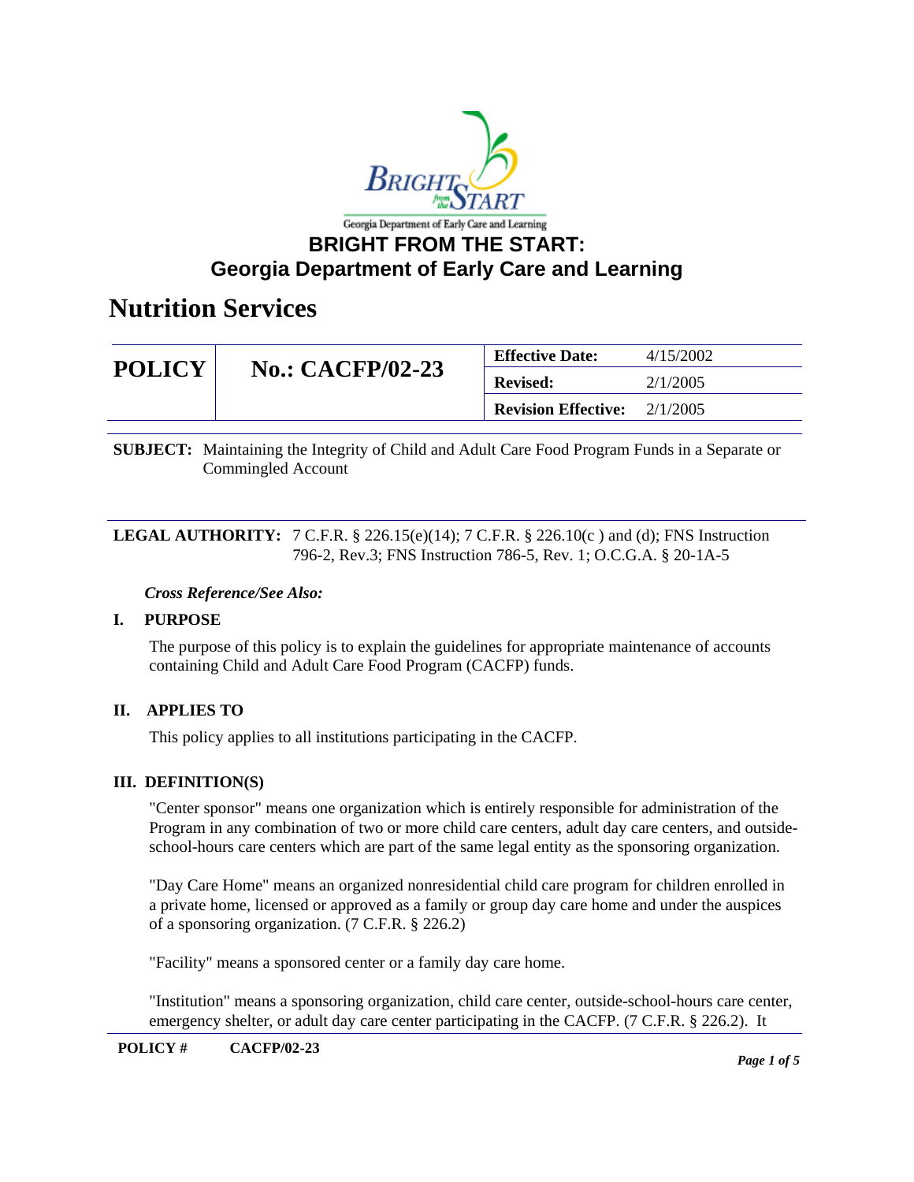# BRIGHT FROM THE START: Georgia Department of Early Care and Learning

## Nutrition Services

| POLICY | No.: CACFP/02-23 | Effective Date: | 4/15/2002 |
|---|---|---|---|
| | | Revised: | 2/1/2005 |
| | | Revision Effective: | 2/1/2005 |

**SUBJECT:** Maintaining the Integrity of Child and Adult Care Food Program Funds in a Separate or Commingled Account

**LEGAL AUTHORITY:** 7 C.F.R. § 226.15(e)(14); 7 C.F.R. § 226.10(c ) and (d); FNS Instruction 796-2, Rev.3; FNS Instruction 786-5, Rev. 1; O.C.G.A. § 20-1A-5

*Cross Reference/See Also:*

### I. PURPOSE

The purpose of this policy is to explain the guidelines for appropriate maintenance of accounts containing Child and Adult Care Food Program (CACFP) funds.

### II. APPLIES TO

This policy applies to all institutions participating in the CACFP.

### III. DEFINITION(S)

"Center sponsor" means one organization which is entirely responsible for administration of the Program in any combination of two or more child care centers, adult day care centers, and outside-school-hours care centers which are part of the same legal entity as the sponsoring organization.

"Day Care Home" means an organized nonresidential child care program for children enrolled in a private home, licensed or approved as a family or group day care home and under the auspices of a sponsoring organization. (7 C.F.R. § 226.2)

"Facility" means a sponsored center or a family day care home.

"Institution" means a sponsoring organization, child care center, outside-school-hours care center, emergency shelter, or adult day care center participating in the CACFP. (7 C.F.R. § 226.2). It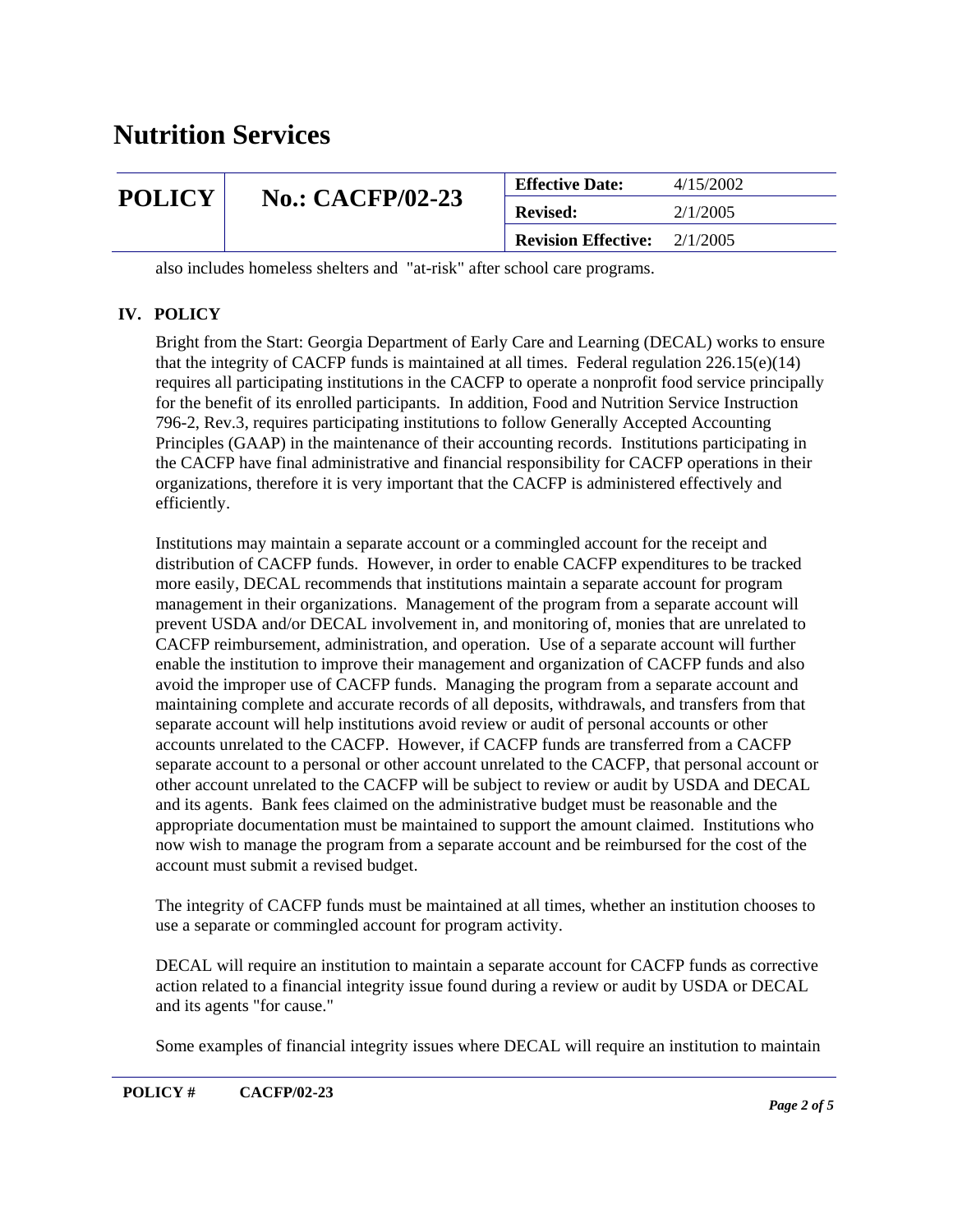also includes homeless shelters and "at-risk" after school care programs.

## IV. POLICY

Bright from the Start: Georgia Department of Early Care and Learning (DECAL) works to ensure that the integrity of CACFP funds is maintained at all times. Federal regulation 226.15(e)(14) requires all participating institutions in the CACFP to operate a nonprofit food service principally for the benefit of its enrolled participants. In addition, Food and Nutrition Service Instruction 796-2, Rev.3, requires participating institutions to follow Generally Accepted Accounting Principles (GAAP) in the maintenance of their accounting records. Institutions participating in the CACFP have final administrative and financial responsibility for CACFP operations in their organizations, therefore it is very important that the CACFP is administered effectively and efficiently.

Institutions may maintain a separate account or a commingled account for the receipt and distribution of CACFP funds. However, in order to enable CACFP expenditures to be tracked more easily, DECAL recommends that institutions maintain a separate account for program management in their organizations. Management of the program from a separate account will prevent USDA and/or DECAL involvement in, and monitoring of, monies that are unrelated to CACFP reimbursement, administration, and operation. Use of a separate account will further enable the institution to improve their management and organization of CACFP funds and also avoid the improper use of CACFP funds. Managing the program from a separate account and maintaining complete and accurate records of all deposits, withdrawals, and transfers from that separate account will help institutions avoid review or audit of personal accounts or other accounts unrelated to the CACFP. However, if CACFP funds are transferred from a CACFP separate account to a personal or other account unrelated to the CACFP, that personal account or other account unrelated to the CACFP will be subject to review or audit by USDA and DECAL and its agents. Bank fees claimed on the administrative budget must be reasonable and the appropriate documentation must be maintained to support the amount claimed. Institutions who now wish to manage the program from a separate account and be reimbursed for the cost of the account must submit a revised budget.

The integrity of CACFP funds must be maintained at all times, whether an institution chooses to use a separate or commingled account for program activity.

DECAL will require an institution to maintain a separate account for CACFP funds as corrective action related to a financial integrity issue found during a review or audit by USDA or DECAL and its agents "for cause."

Some examples of financial integrity issues where DECAL will require an institution to maintain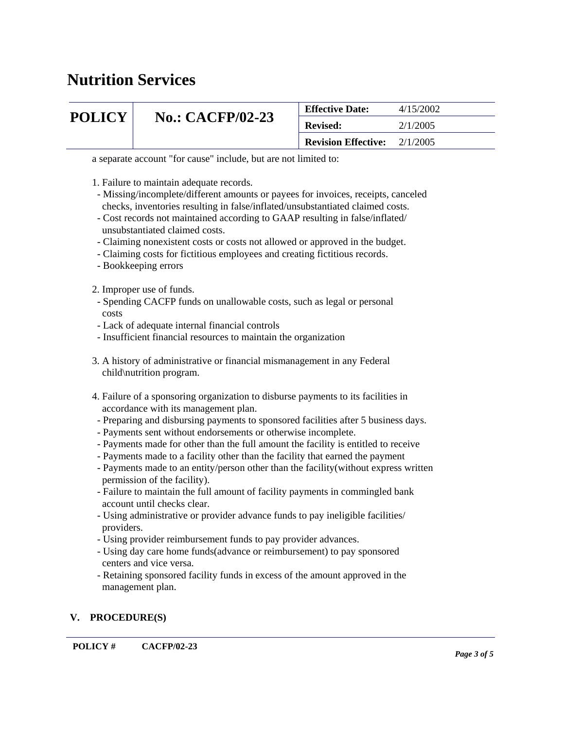a separate account "for cause" include, but are not limited to:

1. Failure to maintain adequate records.
   - Missing/incomplete/different amounts or payees for invoices, receipts, canceled checks, inventories resulting in false/inflated/unsubstantiated claimed costs.
   - Cost records not maintained according to GAAP resulting in false/inflated/ unsubstantiated claimed costs.
   - Claiming nonexistent costs or costs not allowed or approved in the budget.
   - Claiming costs for fictitious employees and creating fictitious records.
   - Bookkeeping errors

2. Improper use of funds.
   - Spending CACFP funds on unallowable costs, such as legal or personal costs
   - Lack of adequate internal financial controls
   - Insufficient financial resources to maintain the organization

3. A history of administrative or financial mismanagement in any Federal child\nutrition program.

4. Failure of a sponsoring organization to disburse payments to its facilities in accordance with its management plan.
   - Preparing and disbursing payments to sponsored facilities after 5 business days.
   - Payments sent without endorsements or otherwise incomplete.
   - Payments made for other than the full amount the facility is entitled to receive
   - Payments made to a facility other than the facility that earned the payment
   - Payments made to an entity/person other than the facility(without express written permission of the facility).
   - Failure to maintain the full amount of facility payments in commingled bank account until checks clear.
   - Using administrative or provider advance funds to pay ineligible facilities/ providers.
   - Using provider reimbursement funds to pay provider advances.
   - Using day care home funds(advance or reimbursement) to pay sponsored centers and vice versa.
   - Retaining sponsored facility funds in excess of the amount approved in the management plan.

## V. PROCEDURE(S)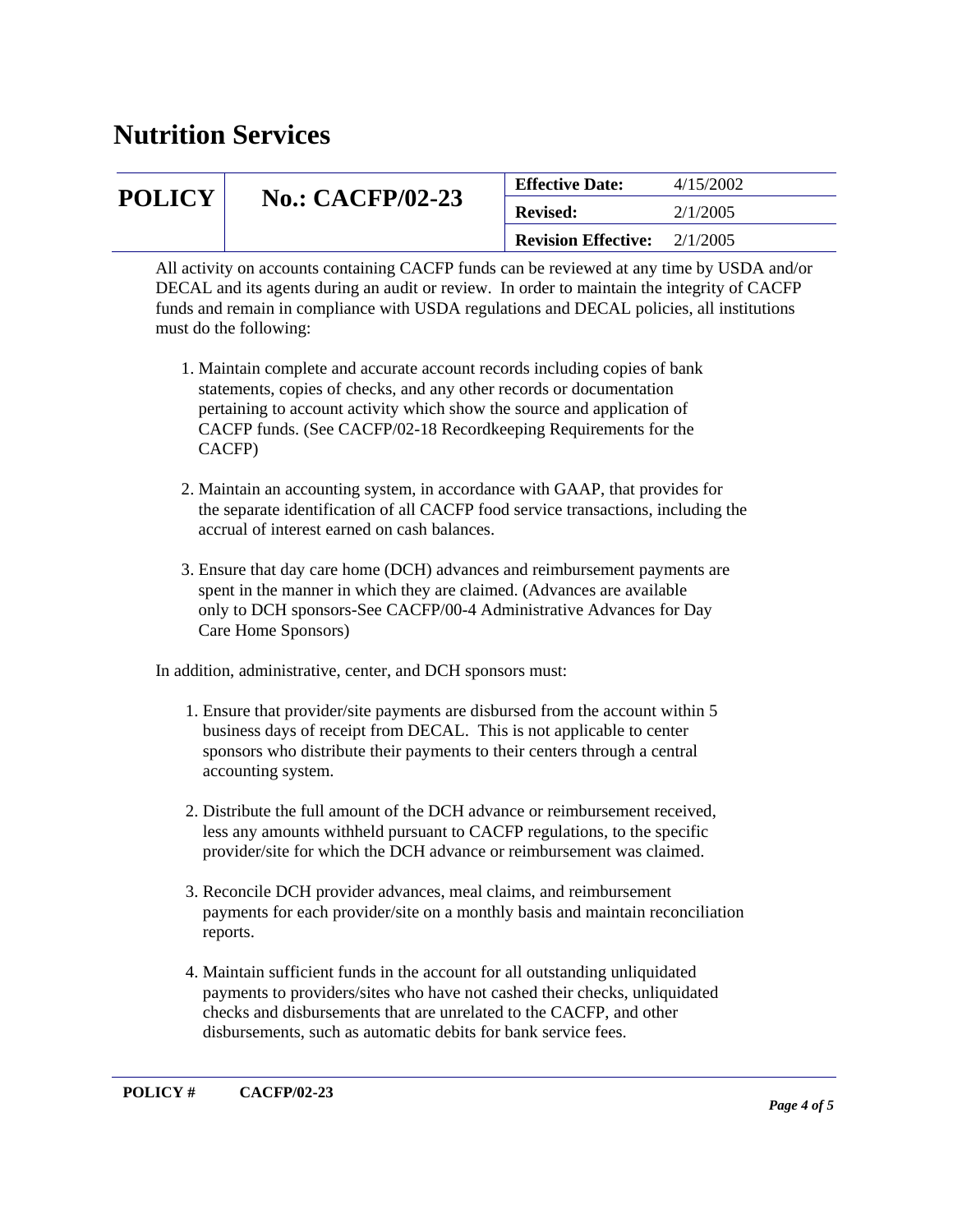All activity on accounts containing CACFP funds can be reviewed at any time by USDA and/or DECAL and its agents during an audit or review. In order to maintain the integrity of CACFP funds and remain in compliance with USDA regulations and DECAL policies, all institutions must do the following:

1. Maintain complete and accurate account records including copies of bank statements, copies of checks, and any other records or documentation pertaining to account activity which show the source and application of CACFP funds. (See CACFP/02-18 Recordkeeping Requirements for the CACFP)

2. Maintain an accounting system, in accordance with GAAP, that provides for the separate identification of all CACFP food service transactions, including the accrual of interest earned on cash balances.

3. Ensure that day care home (DCH) advances and reimbursement payments are spent in the manner in which they are claimed. (Advances are available only to DCH sponsors-See CACFP/00-4 Administrative Advances for Day Care Home Sponsors)

In addition, administrative, center, and DCH sponsors must:

1. Ensure that provider/site payments are disbursed from the account within 5 business days of receipt from DECAL. This is not applicable to center sponsors who distribute their payments to their centers through a central accounting system.

2. Distribute the full amount of the DCH advance or reimbursement received, less any amounts withheld pursuant to CACFP regulations, to the specific provider/site for which the DCH advance or reimbursement was claimed.

3. Reconcile DCH provider advances, meal claims, and reimbursement payments for each provider/site on a monthly basis and maintain reconciliation reports.

4. Maintain sufficient funds in the account for all outstanding unliquidated payments to providers/sites who have not cashed their checks, unliquidated checks and disbursements that are unrelated to the CACFP, and other disbursements, such as automatic debits for bank service fees.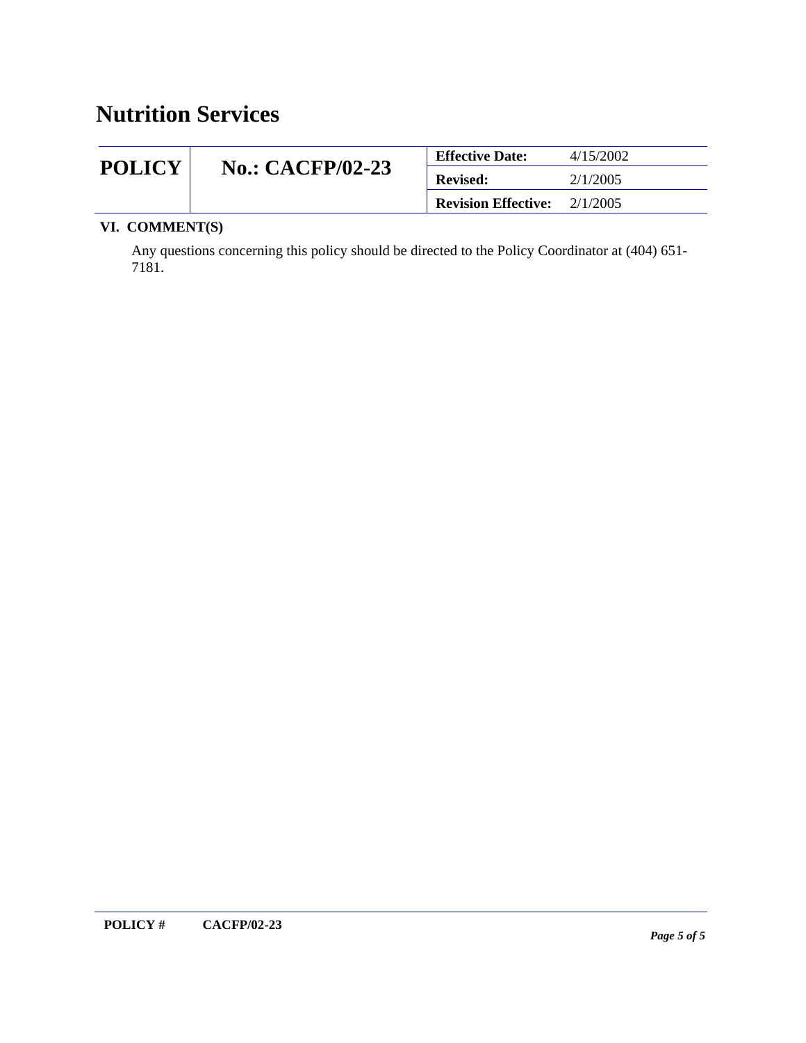# Nutrition Services

| | | | |
|---|---|---|---|
| **POLICY** | **No.: CACFP/02-23** | **Effective Date:** | 4/15/2002 |
| | | **Revised:** | 2/1/2005 |
| | | **Revision Effective:** | 2/1/2005 |

**VI. COMMENT(S)**

Any questions concerning this policy should be directed to the Policy Coordinator at (404) 651-7181.